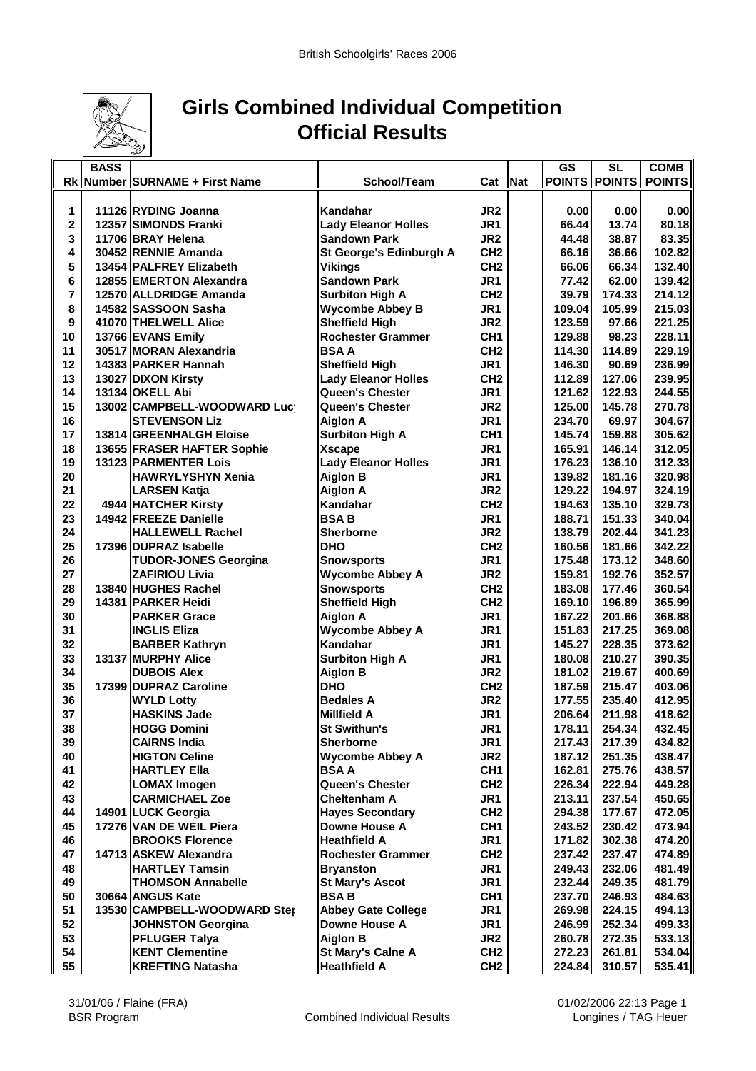British Schoolgirls' Races 2006

# Girls Combined Individual Competition
## Official Results

| Rk | BASS Number | SURNAME + First Name | School/Team | Cat | Nat | GS POINTS | SL POINTS | COMB POINTS |
|---|---|---|---|---|---|---|---|---|
| 1 | 11126 | RYDING Joanna | Kandahar | JR2 | | 0.00 | 0.00 | 0.00 |
| 2 | 12357 | SIMONDS Franki | Lady Eleanor Holles | JR1 | | 66.44 | 13.74 | 80.18 |
| 3 | 11706 | BRAY Helena | Sandown Park | JR2 | | 44.48 | 38.87 | 83.35 |
| 4 | 30452 | RENNIE Amanda | St George's Edinburgh A | CH2 | | 66.16 | 36.66 | 102.82 |
| 5 | 13454 | PALFREY Elizabeth | Vikings | CH2 | | 66.06 | 66.34 | 132.40 |
| 6 | 12855 | EMERTON Alexandra | Sandown Park | JR1 | | 77.42 | 62.00 | 139.42 |
| 7 | 12570 | ALLDRIDGE Amanda | Surbiton High A | CH2 | | 39.79 | 174.33 | 214.12 |
| 8 | 14582 | SASSOON Sasha | Wycombe Abbey B | JR1 | | 109.04 | 105.99 | 215.03 |
| 9 | 41070 | THELWELL Alice | Sheffield High | JR2 | | 123.59 | 97.66 | 221.25 |
| 10 | 13766 | EVANS Emily | Rochester Grammer | CH1 | | 129.88 | 98.23 | 228.11 |
| 11 | 30517 | MORAN Alexandria | BSA A | CH2 | | 114.30 | 114.89 | 229.19 |
| 12 | 14383 | PARKER Hannah | Sheffield High | JR1 | | 146.30 | 90.69 | 236.99 |
| 13 | 13027 | DIXON Kirsty | Lady Eleanor Holles | CH2 | | 112.89 | 127.06 | 239.95 |
| 14 | 13134 | OKELL Abi | Queen's Chester | JR1 | | 121.62 | 122.93 | 244.55 |
| 15 | 13002 | CAMPBELL-WOODWARD Lucy | Queen's Chester | JR2 | | 125.00 | 145.78 | 270.78 |
| 16 | | STEVENSON Liz | Aiglon A | JR1 | | 234.70 | 69.97 | 304.67 |
| 17 | 13814 | GREENHALGH Eloise | Surbiton High A | CH1 | | 145.74 | 159.88 | 305.62 |
| 18 | 13655 | FRASER HAFTER Sophie | Xscape | JR1 | | 165.91 | 146.14 | 312.05 |
| 19 | 13123 | PARMENTER Lois | Lady Eleanor Holles | JR1 | | 176.23 | 136.10 | 312.33 |
| 20 | | HAWRYLYSHYN Xenia | Aiglon B | JR1 | | 139.82 | 181.16 | 320.98 |
| 21 | | LARSEN Katja | Aiglon A | JR2 | | 129.22 | 194.97 | 324.19 |
| 22 | 4944 | HATCHER Kirsty | Kandahar | CH2 | | 194.63 | 135.10 | 329.73 |
| 23 | 14942 | FREEZE Danielle | BSA B | JR1 | | 188.71 | 151.33 | 340.04 |
| 24 | | HALLEWELL Rachel | Sherborne | JR2 | | 138.79 | 202.44 | 341.23 |
| 25 | 17396 | DUPRAZ Isabelle | DHO | CH2 | | 160.56 | 181.66 | 342.22 |
| 26 | | TUDOR-JONES Georgina | Snowsports | JR1 | | 175.48 | 173.12 | 348.60 |
| 27 | | ZAFIRIOU Livia | Wycombe Abbey A | JR2 | | 159.81 | 192.76 | 352.57 |
| 28 | 13840 | HUGHES Rachel | Snowsports | CH2 | | 183.08 | 177.46 | 360.54 |
| 29 | 14381 | PARKER Heidi | Sheffield High | CH2 | | 169.10 | 196.89 | 365.99 |
| 30 | | PARKER Grace | Aiglon A | JR1 | | 167.22 | 201.66 | 368.88 |
| 31 | | INGLIS Eliza | Wycombe Abbey A | JR1 | | 151.83 | 217.25 | 369.08 |
| 32 | | BARBER Kathryn | Kandahar | JR1 | | 145.27 | 228.35 | 373.62 |
| 33 | 13137 | MURPHY Alice | Surbiton High A | JR1 | | 180.08 | 210.27 | 390.35 |
| 34 | | DUBOIS Alex | Aiglon B | JR2 | | 181.02 | 219.67 | 400.69 |
| 35 | 17399 | DUPRAZ Caroline | DHO | CH2 | | 187.59 | 215.47 | 403.06 |
| 36 | | WYLD Lotty | Bedales A | JR2 | | 177.55 | 235.40 | 412.95 |
| 37 | | HASKINS Jade | Millfield A | JR1 | | 206.64 | 211.98 | 418.62 |
| 38 | | HOGG Domini | St Swithun's | JR1 | | 178.11 | 254.34 | 432.45 |
| 39 | | CAIRNS India | Sherborne | JR1 | | 217.43 | 217.39 | 434.82 |
| 40 | | HIGTON Celine | Wycombe Abbey A | JR2 | | 187.12 | 251.35 | 438.47 |
| 41 | | HARTLEY Ella | BSA A | CH1 | | 162.81 | 275.76 | 438.57 |
| 42 | | LOMAX Imogen | Queen's Chester | CH2 | | 226.34 | 222.94 | 449.28 |
| 43 | | CARMICHAEL Zoe | Cheltenham A | JR1 | | 213.11 | 237.54 | 450.65 |
| 44 | 14901 | LUCK Georgia | Hayes Secondary | CH2 | | 294.38 | 177.67 | 472.05 |
| 45 | 17276 | VAN DE WEIL Piera | Downe House A | CH1 | | 243.52 | 230.42 | 473.94 |
| 46 | | BROOKS Florence | Heathfield A | JR1 | | 171.82 | 302.38 | 474.20 |
| 47 | 14713 | ASKEW Alexandra | Rochester Grammer | CH2 | | 237.42 | 237.47 | 474.89 |
| 48 | | HARTLEY Tamsin | Bryanston | JR1 | | 249.43 | 232.06 | 481.49 |
| 49 | | THOMSON Annabelle | St Mary's Ascot | JR1 | | 232.44 | 249.35 | 481.79 |
| 50 | 30664 | ANGUS Kate | BSA B | CH1 | | 237.70 | 246.93 | 484.63 |
| 51 | 13530 | CAMPBELL-WOODWARD Step | Abbey Gate College | JR1 | | 269.98 | 224.15 | 494.13 |
| 52 | | JOHNSTON Georgina | Downe House A | JR1 | | 246.99 | 252.34 | 499.33 |
| 53 | | PFLUGER Talya | Aiglon B | JR2 | | 260.78 | 272.35 | 533.13 |
| 54 | | KENT Clementine | St Mary's Calne A | CH2 | | 272.23 | 261.81 | 534.04 |
| 55 | | KREFTING Natasha | Heathfield A | CH2 | | 224.84 | 310.57 | 535.41 |

31/01/06 / Flaine (FRA) — 01/02/2006 22:13

BSR Program — Combined Individual Results — Longines / TAG Heuer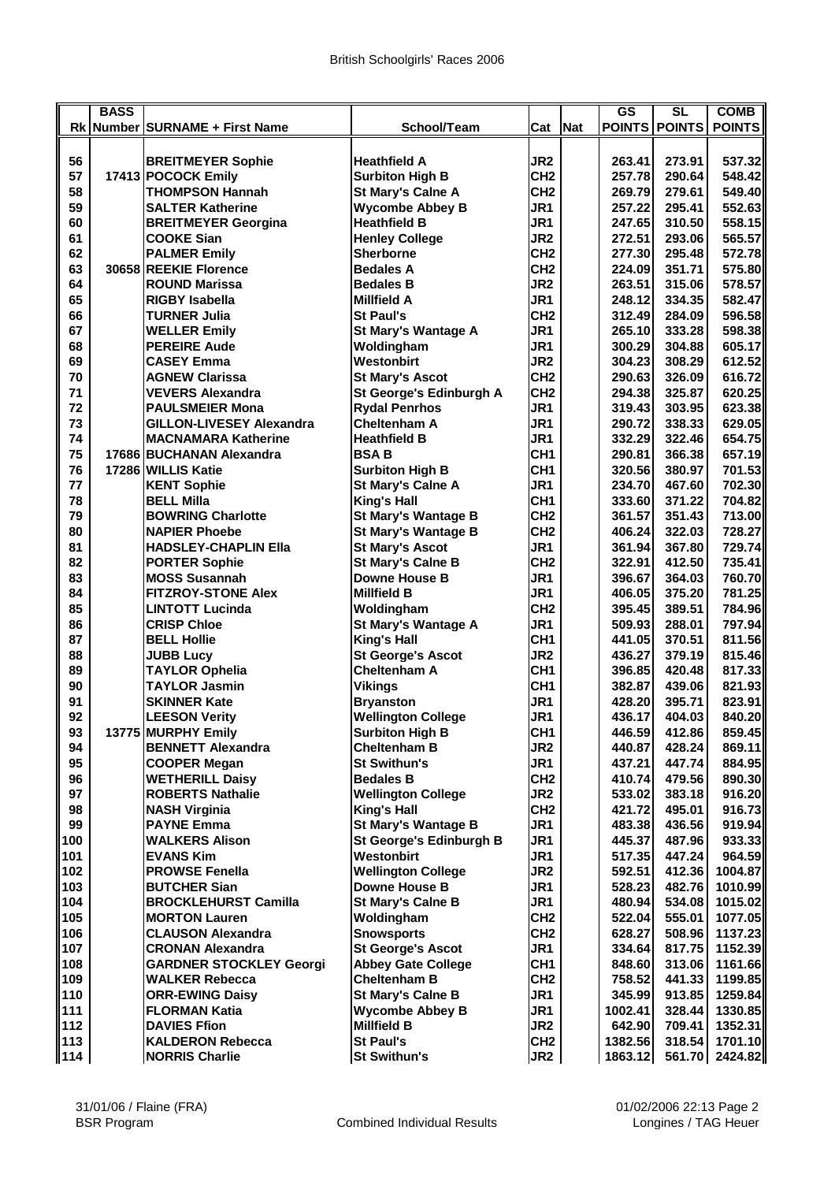# British Schoolgirls' Races 2006

| Rk | BASS Number | SURNAME + First Name | School/Team | Cat | Nat | GS POINTS | SL POINTS | COMB POINTS |
|---|---|---|---|---|---|---|---|---|
| 56 | | BREITMEYER Sophie | Heathfield A | JR2 | | 263.41 | 273.91 | 537.32 |
| 57 | 17413 | POCOCK Emily | Surbiton High B | CH2 | | 257.78 | 290.64 | 548.42 |
| 58 | | THOMPSON Hannah | St Mary's Calne A | CH2 | | 269.79 | 279.61 | 549.40 |
| 59 | | SALTER Katherine | Wycombe Abbey B | JR1 | | 257.22 | 295.41 | 552.63 |
| 60 | | BREITMEYER Georgina | Heathfield B | JR1 | | 247.65 | 310.50 | 558.15 |
| 61 | | COOKE Sian | Henley College | JR2 | | 272.51 | 293.06 | 565.57 |
| 62 | | PALMER Emily | Sherborne | CH2 | | 277.30 | 295.48 | 572.78 |
| 63 | 30658 | REEKIE Florence | Bedales A | CH2 | | 224.09 | 351.71 | 575.80 |
| 64 | | ROUND Marissa | Bedales B | JR2 | | 263.51 | 315.06 | 578.57 |
| 65 | | RIGBY Isabella | Millfield A | JR1 | | 248.12 | 334.35 | 582.47 |
| 66 | | TURNER Julia | St Paul's | CH2 | | 312.49 | 284.09 | 596.58 |
| 67 | | WELLER Emily | St Mary's Wantage A | JR1 | | 265.10 | 333.28 | 598.38 |
| 68 | | PEREIRE Aude | Woldingham | JR1 | | 300.29 | 304.88 | 605.17 |
| 69 | | CASEY Emma | Westonbirt | JR2 | | 304.23 | 308.29 | 612.52 |
| 70 | | AGNEW Clarissa | St Mary's Ascot | CH2 | | 290.63 | 326.09 | 616.72 |
| 71 | | VEVERS Alexandra | St George's Edinburgh A | CH2 | | 294.38 | 325.87 | 620.25 |
| 72 | | PAULSMEIER Mona | Rydal Penrhos | JR1 | | 319.43 | 303.95 | 623.38 |
| 73 | | GILLON-LIVESEY Alexandra | Cheltenham A | JR1 | | 290.72 | 338.33 | 629.05 |
| 74 | | MACNAMARA Katherine | Heathfield B | JR1 | | 332.29 | 322.46 | 654.75 |
| 75 | 17686 | BUCHANAN Alexandra | BSA B | CH1 | | 290.81 | 366.38 | 657.19 |
| 76 | 17286 | WILLIS Katie | Surbiton High B | CH1 | | 320.56 | 380.97 | 701.53 |
| 77 | | KENT Sophie | St Mary's Calne A | JR1 | | 234.70 | 467.60 | 702.30 |
| 78 | | BELL Milla | King's Hall | CH1 | | 333.60 | 371.22 | 704.82 |
| 79 | | BOWRING Charlotte | St Mary's Wantage B | CH2 | | 361.57 | 351.43 | 713.00 |
| 80 | | NAPIER Phoebe | St Mary's Wantage B | CH2 | | 406.24 | 322.03 | 728.27 |
| 81 | | HADSLEY-CHAPLIN Ella | St Mary's Ascot | JR1 | | 361.94 | 367.80 | 729.74 |
| 82 | | PORTER Sophie | St Mary's Calne B | CH2 | | 322.91 | 412.50 | 735.41 |
| 83 | | MOSS Susannah | Downe House B | JR1 | | 396.67 | 364.03 | 760.70 |
| 84 | | FITZROY-STONE Alex | Millfield B | JR1 | | 406.05 | 375.20 | 781.25 |
| 85 | | LINTOTT Lucinda | Woldingham | CH2 | | 395.45 | 389.51 | 784.96 |
| 86 | | CRISP Chloe | St Mary's Wantage A | JR1 | | 509.93 | 288.01 | 797.94 |
| 87 | | BELL Hollie | King's Hall | CH1 | | 441.05 | 370.51 | 811.56 |
| 88 | | JUBB Lucy | St George's Ascot | JR2 | | 436.27 | 379.19 | 815.46 |
| 89 | | TAYLOR Ophelia | Cheltenham A | CH1 | | 396.85 | 420.48 | 817.33 |
| 90 | | TAYLOR Jasmin | Vikings | CH1 | | 382.87 | 439.06 | 821.93 |
| 91 | | SKINNER Kate | Bryanston | JR1 | | 428.20 | 395.71 | 823.91 |
| 92 | | LEESON Verity | Wellington College | JR1 | | 436.17 | 404.03 | 840.20 |
| 93 | 13775 | MURPHY Emily | Surbiton High B | CH1 | | 446.59 | 412.86 | 859.45 |
| 94 | | BENNETT Alexandra | Cheltenham B | JR2 | | 440.87 | 428.24 | 869.11 |
| 95 | | COOPER Megan | St Swithun's | JR1 | | 437.21 | 447.74 | 884.95 |
| 96 | | WETHERILL Daisy | Bedales B | CH2 | | 410.74 | 479.56 | 890.30 |
| 97 | | ROBERTS Nathalie | Wellington College | JR2 | | 533.02 | 383.18 | 916.20 |
| 98 | | NASH Virginia | King's Hall | CH2 | | 421.72 | 495.01 | 916.73 |
| 99 | | PAYNE Emma | St Mary's Wantage B | JR1 | | 483.38 | 436.56 | 919.94 |
| 100 | | WALKERS Alison | St George's Edinburgh B | JR1 | | 445.37 | 487.96 | 933.33 |
| 101 | | EVANS Kim | Westonbirt | JR1 | | 517.35 | 447.24 | 964.59 |
| 102 | | PROWSE Fenella | Wellington College | JR2 | | 592.51 | 412.36 | 1004.87 |
| 103 | | BUTCHER Sian | Downe House B | JR1 | | 528.23 | 482.76 | 1010.99 |
| 104 | | BROCKLEHURST Camilla | St Mary's Calne B | JR1 | | 480.94 | 534.08 | 1015.02 |
| 105 | | MORTON Lauren | Woldingham | CH2 | | 522.04 | 555.01 | 1077.05 |
| 106 | | CLAUSON Alexandra | Snowsports | CH2 | | 628.27 | 508.96 | 1137.23 |
| 107 | | CRONAN Alexandra | St George's Ascot | JR1 | | 334.64 | 817.75 | 1152.39 |
| 108 | | GARDNER STOCKLEY Georgi | Abbey Gate College | CH1 | | 848.60 | 313.06 | 1161.66 |
| 109 | | WALKER Rebecca | Cheltenham B | CH2 | | 758.52 | 441.33 | 1199.85 |
| 110 | | ORR-EWING Daisy | St Mary's Calne B | JR1 | | 345.99 | 913.85 | 1259.84 |
| 111 | | FLORMAN Katia | Wycombe Abbey B | JR1 | | 1002.41 | 328.44 | 1330.85 |
| 112 | | DAVIES Ffion | Millfield B | JR2 | | 642.90 | 709.41 | 1352.31 |
| 113 | | KALDERON Rebecca | St Paul's | CH2 | | 1382.56 | 318.54 | 1701.10 |
| 114 | | NORRIS Charlie | St Swithun's | JR2 | | 1863.12 | 561.70 | 2424.82 |

31/01/06 / Flaine (FRA) — BSR Program — Combined Individual Results — 01/02/2006 22:13 — Longines / TAG Heuer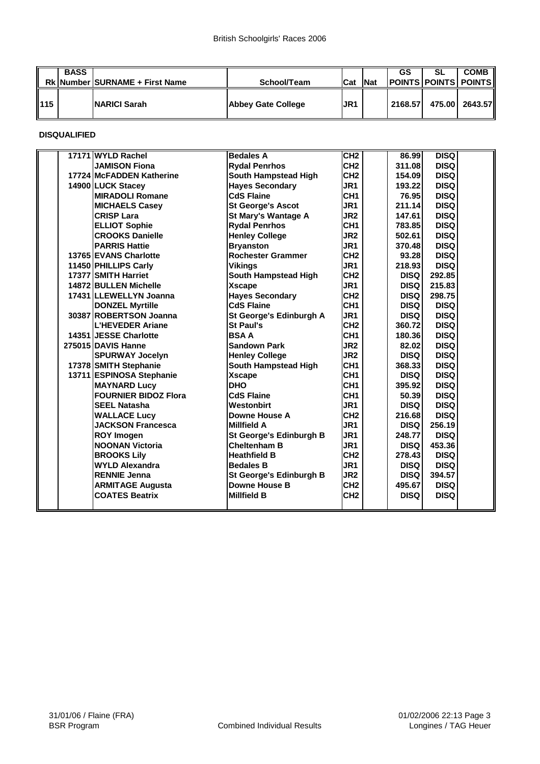British Schoolgirls' Races 2006

| Rk | BASS Number | SURNAME + First Name | School/Team | Cat | Nat | GS POINTS | SL POINTS | COMB POINTS |
|---|---|---|---|---|---|---|---|---|
| 115 | | NARICI Sarah | Abbey Gate College | JR1 | | 2168.57 | 475.00 | 2643.57 |

**DISQUALIFIED**

| Rk | BASS Number | SURNAME + First Name | School/Team | Cat | Nat | GS POINTS | SL POINTS | COMB POINTS |
|---|---|---|---|---|---|---|---|---|
| | 17171 | WYLD Rachel | Bedales A | CH2 | | 86.99 | DISQ | |
| | | JAMISON Fiona | Rydal Penrhos | CH2 | | 311.08 | DISQ | |
| | 17724 | McFADDEN Katherine | South Hampstead High | CH2 | | 154.09 | DISQ | |
| | 14900 | LUCK Stacey | Hayes Secondary | JR1 | | 193.22 | DISQ | |
| | | MIRADOLI Romane | CdS Flaine | CH1 | | 76.95 | DISQ | |
| | | MICHAELS Casey | St George's Ascot | JR1 | | 211.14 | DISQ | |
| | | CRISP Lara | St Mary's Wantage A | JR2 | | 147.61 | DISQ | |
| | | ELLIOT Sophie | Rydal Penrhos | CH1 | | 783.85 | DISQ | |
| | | CROOKS Danielle | Henley College | JR2 | | 502.61 | DISQ | |
| | | PARRIS Hattie | Bryanston | JR1 | | 370.48 | DISQ | |
| | 13765 | EVANS Charlotte | Rochester Grammer | CH2 | | 93.28 | DISQ | |
| | 11450 | PHILLIPS Carly | Vikings | JR1 | | 218.93 | DISQ | |
| | 17377 | SMITH Harriet | South Hampstead High | CH2 | | DISQ | 292.85 | |
| | 14872 | BULLEN Michelle | Xscape | JR1 | | DISQ | 215.83 | |
| | 17431 | LLEWELLYN Joanna | Hayes Secondary | CH2 | | DISQ | 298.75 | |
| | | DONZEL Myrtille | CdS Flaine | CH1 | | DISQ | DISQ | |
| | 30387 | ROBERTSON Joanna | St George's Edinburgh A | JR1 | | DISQ | DISQ | |
| | | L'HEVEDER Ariane | St Paul's | CH2 | | 360.72 | DISQ | |
| | 14351 | JESSE Charlotte | BSA A | CH1 | | 180.36 | DISQ | |
| | 275015 | DAVIS Hanne | Sandown Park | JR2 | | 82.02 | DISQ | |
| | | SPURWAY Jocelyn | Henley College | JR2 | | DISQ | DISQ | |
| | 17378 | SMITH Stephanie | South Hampstead High | CH1 | | 368.33 | DISQ | |
| | 13711 | ESPINOSA Stephanie | Xscape | CH1 | | DISQ | DISQ | |
| | | MAYNARD Lucy | DHO | CH1 | | 395.92 | DISQ | |
| | | FOURNIER BIDOZ Flora | CdS Flaine | CH1 | | 50.39 | DISQ | |
| | | SEEL Natasha | Westonbirt | JR1 | | DISQ | DISQ | |
| | | WALLACE Lucy | Downe House A | CH2 | | 216.68 | DISQ | |
| | | JACKSON Francesca | Millfield A | JR1 | | DISQ | 256.19 | |
| | | ROY Imogen | St George's Edinburgh B | JR1 | | 248.77 | DISQ | |
| | | NOONAN Victoria | Cheltenham B | JR1 | | DISQ | 453.36 | |
| | | BROOKS Lily | Heathfield B | CH2 | | 278.43 | DISQ | |
| | | WYLD Alexandra | Bedales B | JR1 | | DISQ | DISQ | |
| | | RENNIE Jenna | St George's Edinburgh B | JR2 | | DISQ | 394.57 | |
| | | ARMITAGE Augusta | Downe House B | CH2 | | 495.67 | DISQ | |
| | | COATES Beatrix | Millfield B | CH2 | | DISQ | DISQ | |

31/01/06 / Flaine (FRA) — BSR Program — Combined Individual Results — 01/02/2006 22:13 — Longines / TAG Heuer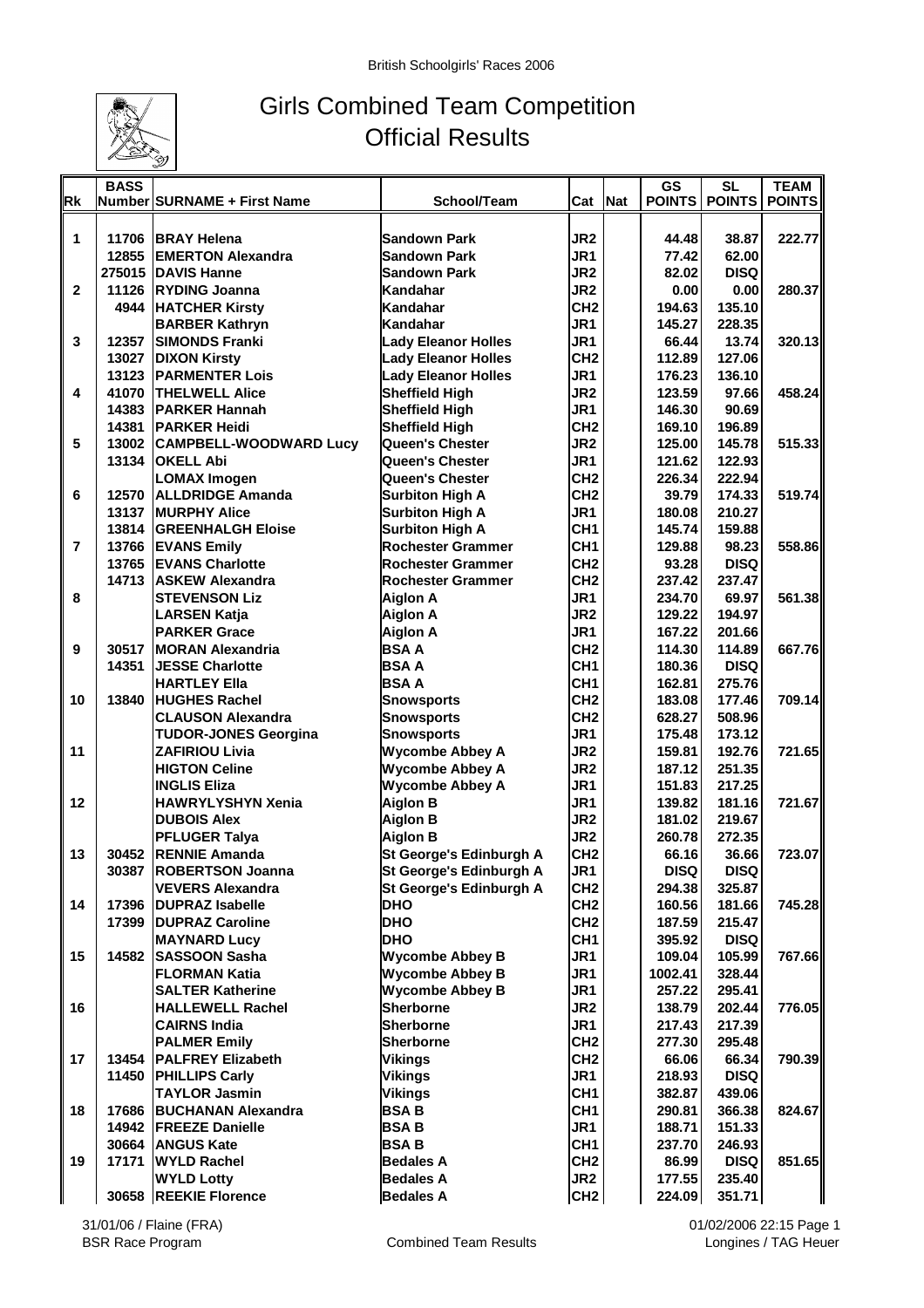British Schoolgirls' Races 2006

# Girls Combined Team Competition
## Official Results

| Rk | BASS Number | SURNAME + First Name | School/Team | Cat | Nat | GS POINTS | SL POINTS | TEAM POINTS |
|---|---|---|---|---|---|---|---|---|
| 1 | 11706 | BRAY Helena | Sandown Park | JR2 | | 44.48 | 38.87 | 222.77 |
| | 12855 | EMERTON Alexandra | Sandown Park | JR1 | | 77.42 | 62.00 | |
| | 275015 | DAVIS Hanne | Sandown Park | JR2 | | 82.02 | DISQ | |
| 2 | 11126 | RYDING Joanna | Kandahar | JR2 | | 0.00 | 0.00 | 280.37 |
| | 4944 | HATCHER Kirsty | Kandahar | CH2 | | 194.63 | 135.10 | |
| | | BARBER Kathryn | Kandahar | JR1 | | 145.27 | 228.35 | |
| 3 | 12357 | SIMONDS Franki | Lady Eleanor Holles | JR1 | | 66.44 | 13.74 | 320.13 |
| | 13027 | DIXON Kirsty | Lady Eleanor Holles | CH2 | | 112.89 | 127.06 | |
| | 13123 | PARMENTER Lois | Lady Eleanor Holles | JR1 | | 176.23 | 136.10 | |
| 4 | 41070 | THELWELL Alice | Sheffield High | JR2 | | 123.59 | 97.66 | 458.24 |
| | 14383 | PARKER Hannah | Sheffield High | JR1 | | 146.30 | 90.69 | |
| | 14381 | PARKER Heidi | Sheffield High | CH2 | | 169.10 | 196.89 | |
| 5 | 13002 | CAMPBELL-WOODWARD Lucy | Queen's Chester | JR2 | | 125.00 | 145.78 | 515.33 |
| | 13134 | OKELL Abi | Queen's Chester | JR1 | | 121.62 | 122.93 | |
| | | LOMAX Imogen | Queen's Chester | CH2 | | 226.34 | 222.94 | |
| 6 | 12570 | ALLDRIDGE Amanda | Surbiton High A | CH2 | | 39.79 | 174.33 | 519.74 |
| | 13137 | MURPHY Alice | Surbiton High A | JR1 | | 180.08 | 210.27 | |
| | 13814 | GREENHALGH Eloise | Surbiton High A | CH1 | | 145.74 | 159.88 | |
| 7 | 13766 | EVANS Emily | Rochester Grammer | CH1 | | 129.88 | 98.23 | 558.86 |
| | 13765 | EVANS Charlotte | Rochester Grammer | CH2 | | 93.28 | DISQ | |
| | 14713 | ASKEW Alexandra | Rochester Grammer | CH2 | | 237.42 | 237.47 | |
| 8 | | STEVENSON Liz | Aiglon A | JR1 | | 234.70 | 69.97 | 561.38 |
| | | LARSEN Katja | Aiglon A | JR2 | | 129.22 | 194.97 | |
| | | PARKER Grace | Aiglon A | JR1 | | 167.22 | 201.66 | |
| 9 | 30517 | MORAN Alexandria | BSA A | CH2 | | 114.30 | 114.89 | 667.76 |
| | 14351 | JESSE Charlotte | BSA A | CH1 | | 180.36 | DISQ | |
| | | HARTLEY Ella | BSA A | CH1 | | 162.81 | 275.76 | |
| 10 | 13840 | HUGHES Rachel | Snowsports | CH2 | | 183.08 | 177.46 | 709.14 |
| | | CLAUSON Alexandra | Snowsports | CH2 | | 628.27 | 508.96 | |
| | | TUDOR-JONES Georgina | Snowsports | JR1 | | 175.48 | 173.12 | |
| 11 | | ZAFIRIOU Livia | Wycombe Abbey A | JR2 | | 159.81 | 192.76 | 721.65 |
| | | HIGTON Celine | Wycombe Abbey A | JR2 | | 187.12 | 251.35 | |
| | | INGLIS Eliza | Wycombe Abbey A | JR1 | | 151.83 | 217.25 | |
| 12 | | HAWRYLYSHYN Xenia | Aiglon B | JR1 | | 139.82 | 181.16 | 721.67 |
| | | DUBOIS Alex | Aiglon B | JR2 | | 181.02 | 219.67 | |
| | | PFLUGER Talya | Aiglon B | JR2 | | 260.78 | 272.35 | |
| 13 | 30452 | RENNIE Amanda | St George's Edinburgh A | CH2 | | 66.16 | 36.66 | 723.07 |
| | 30387 | ROBERTSON Joanna | St George's Edinburgh A | JR1 | | DISQ | DISQ | |
| | | VEVERS Alexandra | St George's Edinburgh A | CH2 | | 294.38 | 325.87 | |
| 14 | 17396 | DUPRAZ Isabelle | DHO | CH2 | | 160.56 | 181.66 | 745.28 |
| | 17399 | DUPRAZ Caroline | DHO | CH2 | | 187.59 | 215.47 | |
| | | MAYNARD Lucy | DHO | CH1 | | 395.92 | DISQ | |
| 15 | 14582 | SASSOON Sasha | Wycombe Abbey B | JR1 | | 109.04 | 105.99 | 767.66 |
| | | FLORMAN Katia | Wycombe Abbey B | JR1 | | 1002.41 | 328.44 | |
| | | SALTER Katherine | Wycombe Abbey B | JR1 | | 257.22 | 295.41 | |
| 16 | | HALLEWELL Rachel | Sherborne | JR2 | | 138.79 | 202.44 | 776.05 |
| | | CAIRNS India | Sherborne | JR1 | | 217.43 | 217.39 | |
| | | PALMER Emily | Sherborne | CH2 | | 277.30 | 295.48 | |
| 17 | 13454 | PALFREY Elizabeth | Vikings | CH2 | | 66.06 | 66.34 | 790.39 |
| | 11450 | PHILLIPS Carly | Vikings | JR1 | | 218.93 | DISQ | |
| | | TAYLOR Jasmin | Vikings | CH1 | | 382.87 | 439.06 | |
| 18 | 17686 | BUCHANAN Alexandra | BSA B | CH1 | | 290.81 | 366.38 | 824.67 |
| | 14942 | FREEZE Danielle | BSA B | JR1 | | 188.71 | 151.33 | |
| | 30664 | ANGUS Kate | BSA B | CH1 | | 237.70 | 246.93 | |
| 19 | 17171 | WYLD Rachel | Bedales A | CH2 | | 86.99 | DISQ | 851.65 |
| | | WYLD Lotty | Bedales A | JR2 | | 177.55 | 235.40 | |
| | 30658 | REEKIE Florence | Bedales A | CH2 | | 224.09 | 351.71 | |

31/01/06 / Flaine (FRA) — 01/02/2006 22:15
BSR Race Program — Combined Team Results — Longines / TAG Heuer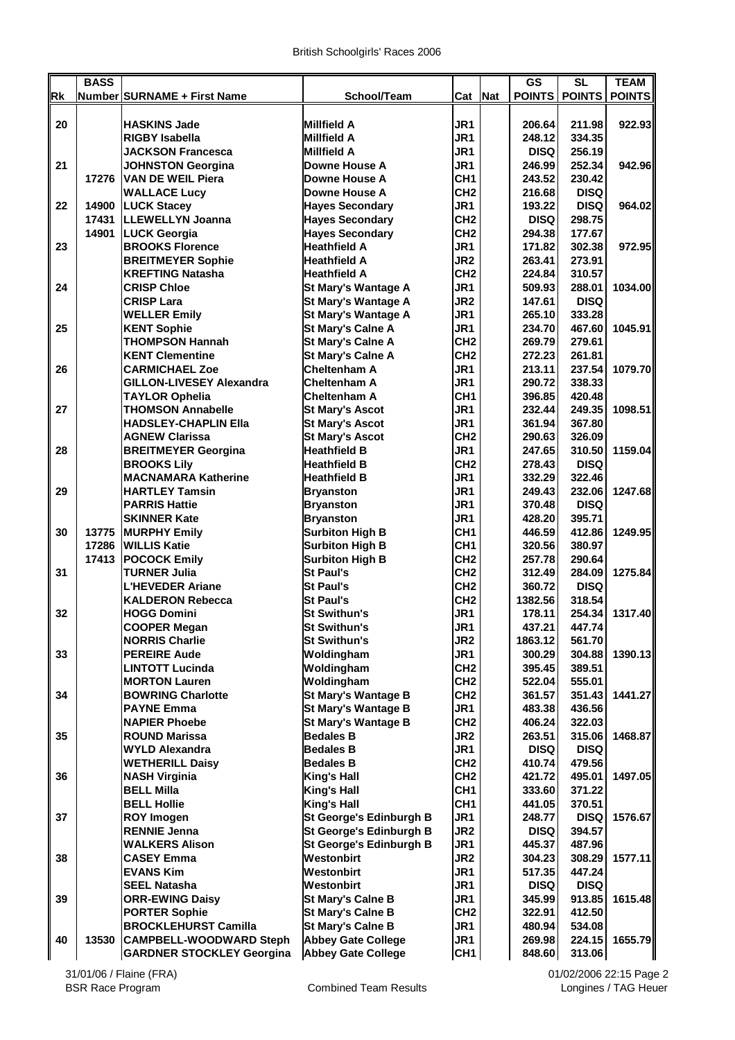# British Schoolgirls' Races 2006

| Rk | BASS Number | SURNAME + First Name | School/Team | Cat | Nat | GS POINTS | SL POINTS | TEAM POINTS |
|---|---|---|---|---|---|---|---|---|
| 20 | | HASKINS Jade | Millfield A | JR1 | | 206.64 | 211.98 | 922.93 |
| | | RIGBY Isabella | Millfield A | JR1 | | 248.12 | 334.35 | |
| | | JACKSON Francesca | Millfield A | JR1 | | DISQ | 256.19 | |
| 21 | | JOHNSTON Georgina | Downe House A | JR1 | | 246.99 | 252.34 | 942.96 |
| | 17276 | VAN DE WEIL Piera | Downe House A | CH1 | | 243.52 | 230.42 | |
| | | WALLACE Lucy | Downe House A | CH2 | | 216.68 | DISQ | |
| 22 | 14900 | LUCK Stacey | Hayes Secondary | JR1 | | 193.22 | DISQ | 964.02 |
| | 17431 | LLEWELLYN Joanna | Hayes Secondary | CH2 | | DISQ | 298.75 | |
| | 14901 | LUCK Georgia | Hayes Secondary | CH2 | | 294.38 | 177.67 | |
| 23 | | BROOKS Florence | Heathfield A | JR1 | | 171.82 | 302.38 | 972.95 |
| | | BREITMEYER Sophie | Heathfield A | JR2 | | 263.41 | 273.91 | |
| | | KREFTING Natasha | Heathfield A | CH2 | | 224.84 | 310.57 | |
| 24 | | CRISP Chloe | St Mary's Wantage A | JR1 | | 509.93 | 288.01 | 1034.00 |
| | | CRISP Lara | St Mary's Wantage A | JR2 | | 147.61 | DISQ | |
| | | WELLER Emily | St Mary's Wantage A | JR1 | | 265.10 | 333.28 | |
| 25 | | KENT Sophie | St Mary's Calne A | JR1 | | 234.70 | 467.60 | 1045.91 |
| | | THOMPSON Hannah | St Mary's Calne A | CH2 | | 269.79 | 279.61 | |
| | | KENT Clementine | St Mary's Calne A | CH2 | | 272.23 | 261.81 | |
| 26 | | CARMICHAEL Zoe | Cheltenham A | JR1 | | 213.11 | 237.54 | 1079.70 |
| | | GILLON-LIVESEY Alexandra | Cheltenham A | JR1 | | 290.72 | 338.33 | |
| | | TAYLOR Ophelia | Cheltenham A | CH1 | | 396.85 | 420.48 | |
| 27 | | THOMSON Annabelle | St Mary's Ascot | JR1 | | 232.44 | 249.35 | 1098.51 |
| | | HADSLEY-CHAPLIN Ella | St Mary's Ascot | JR1 | | 361.94 | 367.80 | |
| | | AGNEW Clarissa | St Mary's Ascot | CH2 | | 290.63 | 326.09 | |
| 28 | | BREITMEYER Georgina | Heathfield B | JR1 | | 247.65 | 310.50 | 1159.04 |
| | | BROOKS Lily | Heathfield B | CH2 | | 278.43 | DISQ | |
| | | MACNAMARA Katherine | Heathfield B | JR1 | | 332.29 | 322.46 | |
| 29 | | HARTLEY Tamsin | Bryanston | JR1 | | 249.43 | 232.06 | 1247.68 |
| | | PARRIS Hattie | Bryanston | JR1 | | 370.48 | DISQ | |
| | | SKINNER Kate | Bryanston | JR1 | | 428.20 | 395.71 | |
| 30 | 13775 | MURPHY Emily | Surbiton High B | CH1 | | 446.59 | 412.86 | 1249.95 |
| | 17286 | WILLIS Katie | Surbiton High B | CH1 | | 320.56 | 380.97 | |
| | 17413 | POCOCK Emily | Surbiton High B | CH2 | | 257.78 | 290.64 | |
| 31 | | TURNER Julia | St Paul's | CH2 | | 312.49 | 284.09 | 1275.84 |
| | | L'HEVEDER Ariane | St Paul's | CH2 | | 360.72 | DISQ | |
| | | KALDERON Rebecca | St Paul's | CH2 | | 1382.56 | 318.54 | |
| 32 | | HOGG Domini | St Swithun's | JR1 | | 178.11 | 254.34 | 1317.40 |
| | | COOPER Megan | St Swithun's | JR1 | | 437.21 | 447.74 | |
| | | NORRIS Charlie | St Swithun's | JR2 | | 1863.12 | 561.70 | |
| 33 | | PEREIRE Aude | Woldingham | JR1 | | 300.29 | 304.88 | 1390.13 |
| | | LINTOTT Lucinda | Woldingham | CH2 | | 395.45 | 389.51 | |
| | | MORTON Lauren | Woldingham | CH2 | | 522.04 | 555.01 | |
| 34 | | BOWRING Charlotte | St Mary's Wantage B | CH2 | | 361.57 | 351.43 | 1441.27 |
| | | PAYNE Emma | St Mary's Wantage B | JR1 | | 483.38 | 436.56 | |
| | | NAPIER Phoebe | St Mary's Wantage B | CH2 | | 406.24 | 322.03 | |
| 35 | | ROUND Marissa | Bedales B | JR2 | | 263.51 | 315.06 | 1468.87 |
| | | WYLD Alexandra | Bedales B | JR1 | | DISQ | DISQ | |
| | | WETHERILL Daisy | Bedales B | CH2 | | 410.74 | 479.56 | |
| 36 | | NASH Virginia | King's Hall | CH2 | | 421.72 | 495.01 | 1497.05 |
| | | BELL Milla | King's Hall | CH1 | | 333.60 | 371.22 | |
| | | BELL Hollie | King's Hall | CH1 | | 441.05 | 370.51 | |
| 37 | | ROY Imogen | St George's Edinburgh B | JR1 | | 248.77 | DISQ | 1576.67 |
| | | RENNIE Jenna | St George's Edinburgh B | JR2 | | DISQ | 394.57 | |
| | | WALKERS Alison | St George's Edinburgh B | JR1 | | 445.37 | 487.96 | |
| 38 | | CASEY Emma | Westonbirt | JR2 | | 304.23 | 308.29 | 1577.11 |
| | | EVANS Kim | Westonbirt | JR1 | | 517.35 | 447.24 | |
| | | SEEL Natasha | Westonbirt | JR1 | | DISQ | DISQ | |
| 39 | | ORR-EWING Daisy | St Mary's Calne B | JR1 | | 345.99 | 913.85 | 1615.48 |
| | | PORTER Sophie | St Mary's Calne B | CH2 | | 322.91 | 412.50 | |
| | | BROCKLEHURST Camilla | St Mary's Calne B | JR1 | | 480.94 | 534.08 | |
| 40 | 13530 | CAMPBELL-WOODWARD Steph | Abbey Gate College | JR1 | | 269.98 | 224.15 | 1655.79 |
| | | GARDNER STOCKLEY Georgina | Abbey Gate College | CH1 | | 848.60 | 313.06 | |

31/01/06 / Flaine (FRA) — BSR Race Program — Combined Team Results — 01/02/2006 22:15 — Longines / TAG Heuer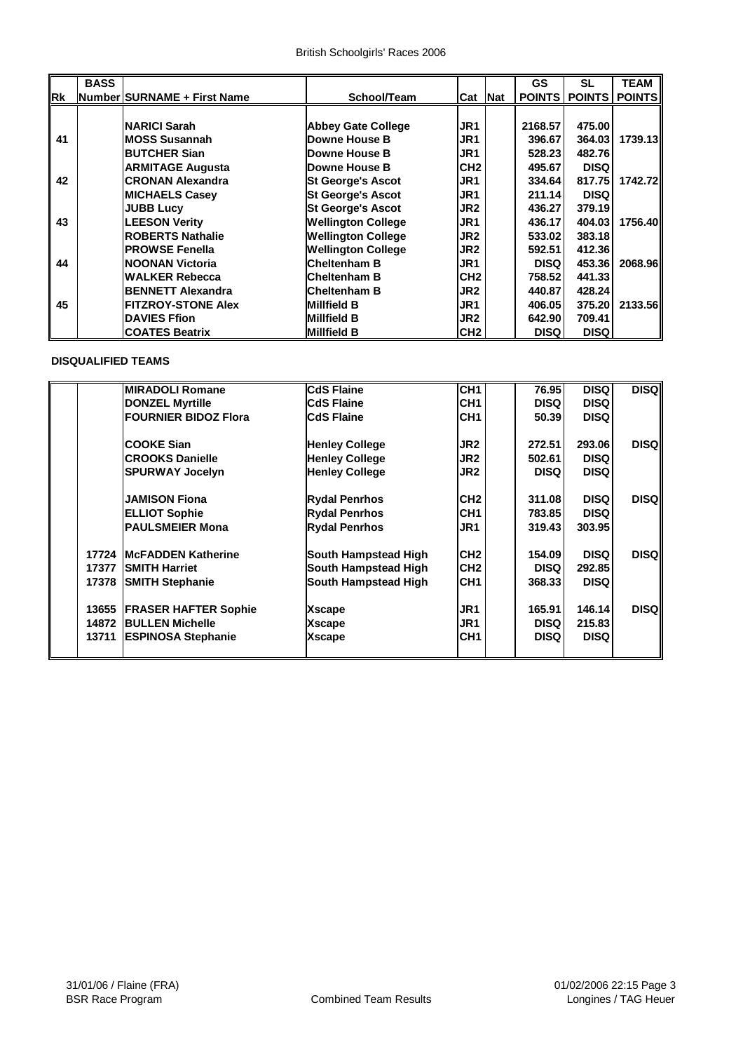British Schoolgirls' Races 2006

| Rk | BASS Number | SURNAME + First Name | School/Team | Cat | Nat | GS POINTS | SL POINTS | TEAM POINTS |
|---|---|---|---|---|---|---|---|---|
| | | NARICI Sarah | Abbey Gate College | JR1 | | 2168.57 | 475.00 | |
| 41 | | MOSS Susannah | Downe House B | JR1 | | 396.67 | 364.03 | 1739.13 |
| | | BUTCHER Sian | Downe House B | JR1 | | 528.23 | 482.76 | |
| | | ARMITAGE Augusta | Downe House B | CH2 | | 495.67 | DISQ | |
| 42 | | CRONAN Alexandra | St George's Ascot | JR1 | | 334.64 | 817.75 | 1742.72 |
| | | MICHAELS Casey | St George's Ascot | JR1 | | 211.14 | DISQ | |
| | | JUBB Lucy | St George's Ascot | JR2 | | 436.27 | 379.19 | |
| 43 | | LEESON Verity | Wellington College | JR1 | | 436.17 | 404.03 | 1756.40 |
| | | ROBERTS Nathalie | Wellington College | JR2 | | 533.02 | 383.18 | |
| | | PROWSE Fenella | Wellington College | JR2 | | 592.51 | 412.36 | |
| 44 | | NOONAN Victoria | Cheltenham B | JR1 | | DISQ | 453.36 | 2068.96 |
| | | WALKER Rebecca | Cheltenham B | CH2 | | 758.52 | 441.33 | |
| | | BENNETT Alexandra | Cheltenham B | JR2 | | 440.87 | 428.24 | |
| 45 | | FITZROY-STONE Alex | Millfield B | JR1 | | 406.05 | 375.20 | 2133.56 |
| | | DAVIES Ffion | Millfield B | JR2 | | 642.90 | 709.41 | |
| | | COATES Beatrix | Millfield B | CH2 | | DISQ | DISQ | |

**DISQUALIFIED TEAMS**

| Rk | BASS Number | SURNAME + First Name | School/Team | Cat | Nat | GS POINTS | SL POINTS | TEAM POINTS |
|---|---|---|---|---|---|---|---|---|
| | | MIRADOLI Romane | CdS Flaine | CH1 | | 76.95 | DISQ | DISQ |
| | | DONZEL Myrtille | CdS Flaine | CH1 | | DISQ | DISQ | |
| | | FOURNIER BIDOZ Flora | CdS Flaine | CH1 | | 50.39 | DISQ | |
| | | COOKE Sian | Henley College | JR2 | | 272.51 | 293.06 | DISQ |
| | | CROOKS Danielle | Henley College | JR2 | | 502.61 | DISQ | |
| | | SPURWAY Jocelyn | Henley College | JR2 | | DISQ | DISQ | |
| | | JAMISON Fiona | Rydal Penrhos | CH2 | | 311.08 | DISQ | DISQ |
| | | ELLIOT Sophie | Rydal Penrhos | CH1 | | 783.85 | DISQ | |
| | | PAULSMEIER Mona | Rydal Penrhos | JR1 | | 319.43 | 303.95 | |
| | 17724 | McFADDEN Katherine | South Hampstead High | CH2 | | 154.09 | DISQ | DISQ |
| | 17377 | SMITH Harriet | South Hampstead High | CH2 | | DISQ | 292.85 | |
| | 17378 | SMITH Stephanie | South Hampstead High | CH1 | | 368.33 | DISQ | |
| | 13655 | FRASER HAFTER Sophie | Xscape | JR1 | | 165.91 | 146.14 | DISQ |
| | 14872 | BULLEN Michelle | Xscape | JR1 | | DISQ | 215.83 | |
| | 13711 | ESPINOSA Stephanie | Xscape | CH1 | | DISQ | DISQ | |

31/01/06 / Flaine (FRA)
BSR Race Program

Combined Team Results

01/02/2006 22:15
Longines / TAG Heuer